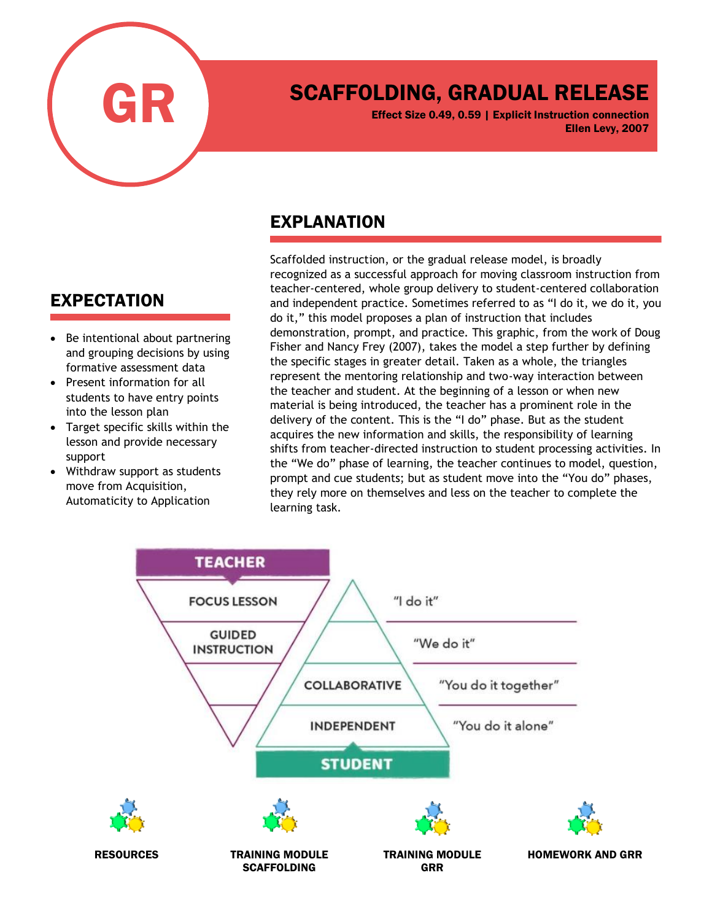# GR

# SCAFFOLDING, GRADUAL RELEASE

**Effect Size 0.49, 0.59 | Explicit Instruction connection**
**Ellen Levy, 2007**

## EXPECTATION

- Be intentional about partnering and grouping decisions by using formative assessment data
- Present information for all students to have entry points into the lesson plan
- Target specific skills within the lesson and provide necessary support
- Withdraw support as students move from Acquisition, Automaticity to Application

## EXPLANATION

Scaffolded instruction, or the gradual release model, is broadly recognized as a successful approach for moving classroom instruction from teacher-centered, whole group delivery to student-centered collaboration and independent practice. Sometimes referred to as "I do it, we do it, you do it," this model proposes a plan of instruction that includes demonstration, prompt, and practice. This graphic, from the work of Doug Fisher and Nancy Frey (2007), takes the model a step further by defining the specific stages in greater detail. Taken as a whole, the triangles represent the mentoring relationship and two-way interaction between the teacher and student. At the beginning of a lesson or when new material is being introduced, the teacher has a prominent role in the delivery of the content. This is the "I do" phase. But as the student acquires the new information and skills, the responsibility of learning shifts from teacher-directed instruction to student processing activities. In the "We do" phase of learning, the teacher continues to model, question, prompt and cue students; but as student move into the "You do" phases, they rely more on themselves and less on the teacher to complete the learning task.

| TEACHER | | STUDENT |
|---|---|---|
| FOCUS LESSON | "I do it" | |
| GUIDED INSTRUCTION | "We do it" | |
| | "You do it together" | COLLABORATIVE |
| | "You do it alone" | INDEPENDENT |

**RESOURCES**

**TRAINING MODULE SCAFFOLDING**

**TRAINING MODULE GRR**

**HOMEWORK AND GRR**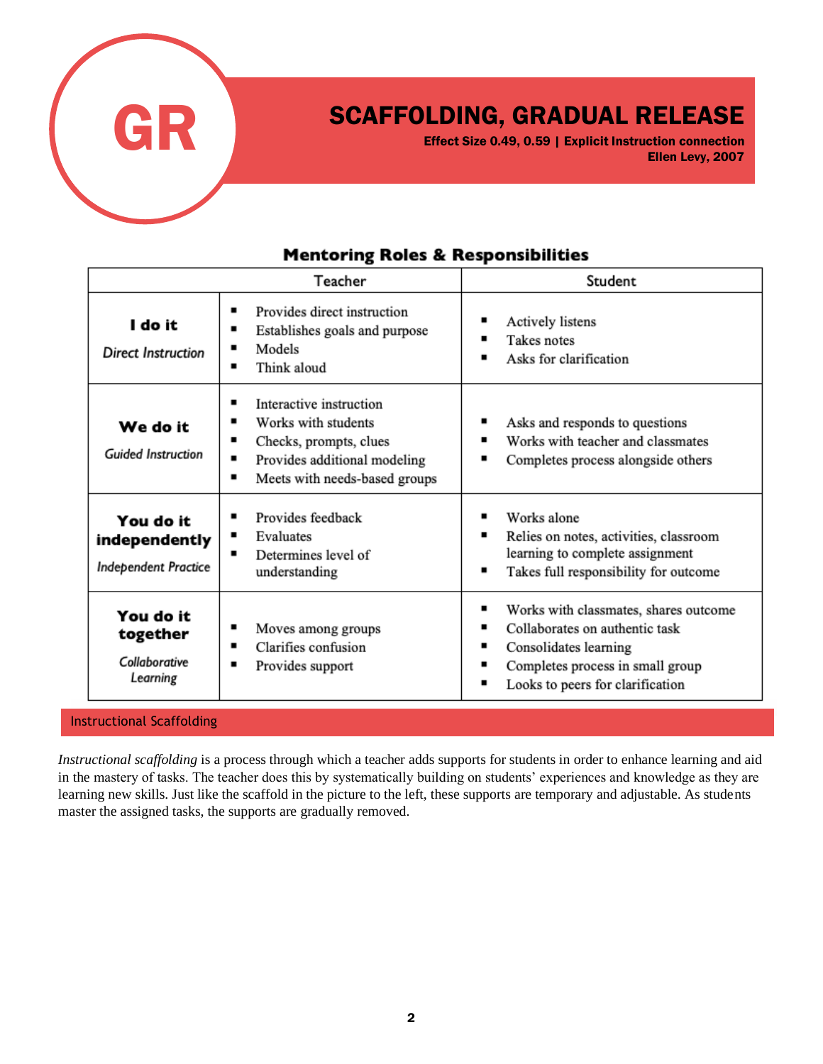# GR

## SCAFFOLDING, GRADUAL RELEASE

**Effect Size 0.49, 0.59 | Explicit Instruction connection**
**Ellen Levy, 2007**

### Mentoring Roles & Responsibilities

| | Teacher | Student |
|---|---|---|
| **I do it**<br>*Direct Instruction* | ▪ Provides direct instruction<br>▪ Establishes goals and purpose<br>▪ Models<br>▪ Think aloud | ▪ Actively listens<br>▪ Takes notes<br>▪ Asks for clarification |
| **We do it**<br>*Guided Instruction* | ▪ Interactive instruction<br>▪ Works with students<br>▪ Checks, prompts, clues<br>▪ Provides additional modeling<br>▪ Meets with needs-based groups | ▪ Asks and responds to questions<br>▪ Works with teacher and classmates<br>▪ Completes process alongside others |
| **You do it independently**<br>*Independent Practice* | ▪ Provides feedback<br>▪ Evaluates<br>▪ Determines level of understanding | ▪ Works alone<br>▪ Relies on notes, activities, classroom learning to complete assignment<br>▪ Takes full responsibility for outcome |
| **You do it together**<br>*Collaborative Learning* | ▪ Moves among groups<br>▪ Clarifies confusion<br>▪ Provides support | ▪ Works with classmates, shares outcome<br>▪ Collaborates on authentic task<br>▪ Consolidates learning<br>▪ Completes process in small group<br>▪ Looks to peers for clarification |

### Instructional Scaffolding

*Instructional scaffolding* is a process through which a teacher adds supports for students in order to enhance learning and aid in the mastery of tasks. The teacher does this by systematically building on students' experiences and knowledge as they are learning new skills. Just like the scaffold in the picture to the left, these supports are temporary and adjustable. As students master the assigned tasks, the supports are gradually removed.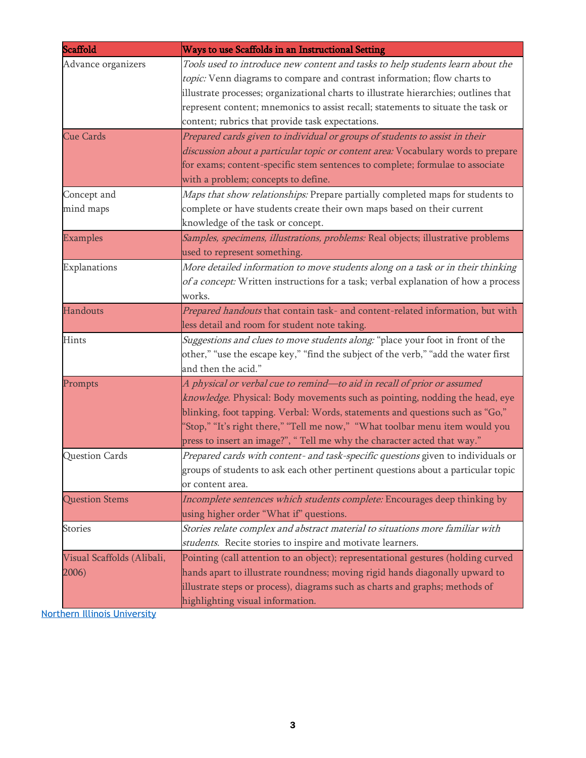| Scaffold | Ways to use Scaffolds in an Instructional Setting |
|---|---|
| Advance organizers | *Tools used to introduce new content and tasks to help students learn about the topic:* Venn diagrams to compare and contrast information; flow charts to illustrate processes; organizational charts to illustrate hierarchies; outlines that represent content; mnemonics to assist recall; statements to situate the task or content; rubrics that provide task expectations. |
| Cue Cards | *Prepared cards given to individual or groups of students to assist in their discussion about a particular topic or content area:* Vocabulary words to prepare for exams; content-specific stem sentences to complete; formulae to associate with a problem; concepts to define. |
| Concept and mind maps | *Maps that show relationships:* Prepare partially completed maps for students to complete or have students create their own maps based on their current knowledge of the task or concept. |
| Examples | *Samples, specimens, illustrations, problems:* Real objects; illustrative problems used to represent something. |
| Explanations | *More detailed information to move students along on a task or in their thinking of a concept:* Written instructions for a task; verbal explanation of how a process works. |
| Handouts | *Prepared handouts* that contain task- and content-related information, but with less detail and room for student note taking. |
| Hints | *Suggestions and clues to move students along:* "place your foot in front of the other," "use the escape key," "find the subject of the verb," "add the water first and then the acid." |
| Prompts | *A physical or verbal cue to remind—to aid in recall of prior or assumed knowledge.* Physical: Body movements such as pointing, nodding the head, eye blinking, foot tapping. Verbal: Words, statements and questions such as "Go," "Stop," "It's right there," "Tell me now," "What toolbar menu item would you press to insert an image?", " Tell me why the character acted that way." |
| Question Cards | *Prepared cards with content- and task-specific questions* given to individuals or groups of students to ask each other pertinent questions about a particular topic or content area. |
| Question Stems | *Incomplete sentences which students complete:* Encourages deep thinking by using higher order "What if" questions. |
| Stories | *Stories relate complex and abstract material to situations more familiar with students.* Recite stories to inspire and motivate learners. |
| Visual Scaffolds (Alibali, 2006) | Pointing (call attention to an object); representational gestures (holding curved hands apart to illustrate roundness; moving rigid hands diagonally upward to illustrate steps or process), diagrams such as charts and graphs; methods of highlighting visual information. |

Northern Illinois University